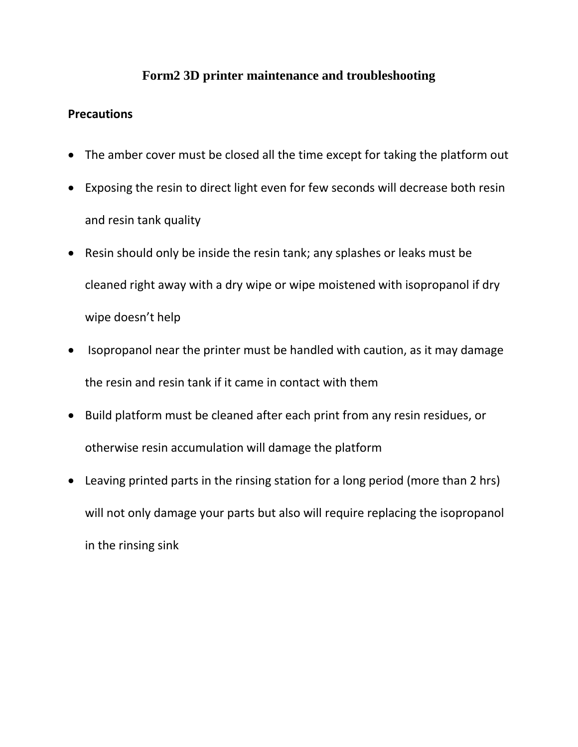# Form2 3D printer maintenance and troubleshooting

## Precautions

- The amber cover must be closed all the time except for taking the platform out
- Exposing the resin to direct light even for few seconds will decrease both resin and resin tank quality
- Resin should only be inside the resin tank; any splashes or leaks must be cleaned right away with a dry wipe or wipe moistened with isopropanol if dry wipe doesn't help
- Isopropanol near the printer must be handled with caution, as it may damage the resin and resin tank if it came in contact with them
- Build platform must be cleaned after each print from any resin residues, or otherwise resin accumulation will damage the platform
- Leaving printed parts in the rinsing station for a long period (more than 2 hrs) will not only damage your parts but also will require replacing the isopropanol in the rinsing sink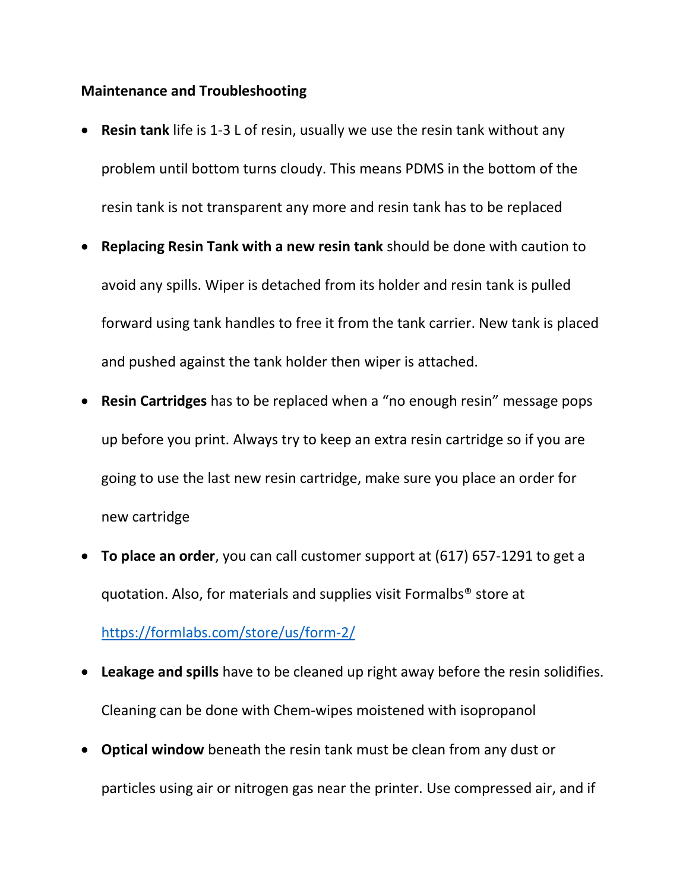**Maintenance and Troubleshooting**

- **Resin tank** life is 1-3 L of resin, usually we use the resin tank without any problem until bottom turns cloudy. This means PDMS in the bottom of the resin tank is not transparent any more and resin tank has to be replaced
- **Replacing Resin Tank with a new resin tank** should be done with caution to avoid any spills. Wiper is detached from its holder and resin tank is pulled forward using tank handles to free it from the tank carrier. New tank is placed and pushed against the tank holder then wiper is attached.
- **Resin Cartridges** has to be replaced when a "no enough resin" message pops up before you print. Always try to keep an extra resin cartridge so if you are going to use the last new resin cartridge, make sure you place an order for new cartridge
- **To place an order**, you can call customer support at (617) 657-1291 to get a quotation. Also, for materials and supplies visit Formalbs® store at [https://formlabs.com/store/us/form-2/](https://formlabs.com/store/us/form-2/)
- **Leakage and spills** have to be cleaned up right away before the resin solidifies. Cleaning can be done with Chem-wipes moistened with isopropanol
- **Optical window** beneath the resin tank must be clean from any dust or particles using air or nitrogen gas near the printer. Use compressed air, and if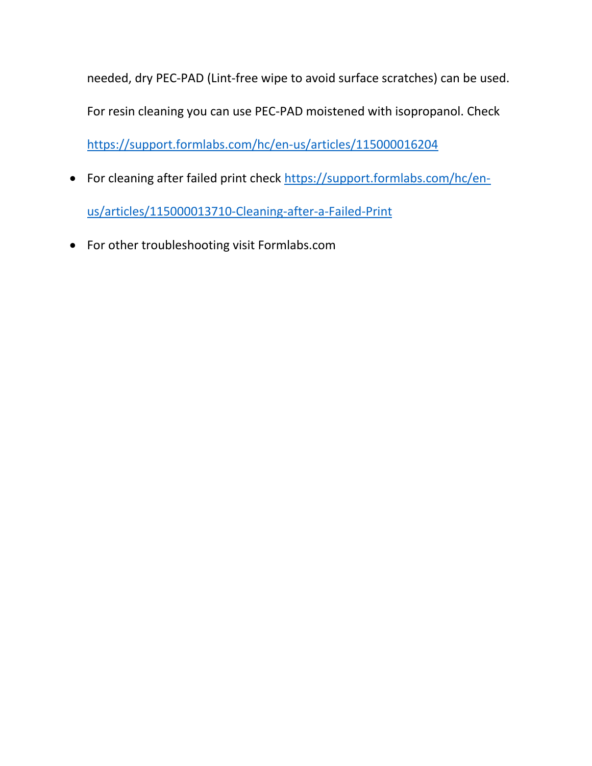needed, dry PEC-PAD (Lint-free wipe to avoid surface scratches) can be used.

For resin cleaning you can use PEC-PAD moistened with isopropanol. Check https://support.formlabs.com/hc/en-us/articles/115000016204

- For cleaning after failed print check https://support.formlabs.com/hc/en-us/articles/115000013710-Cleaning-after-a-Failed-Print
- For other troubleshooting visit Formlabs.com